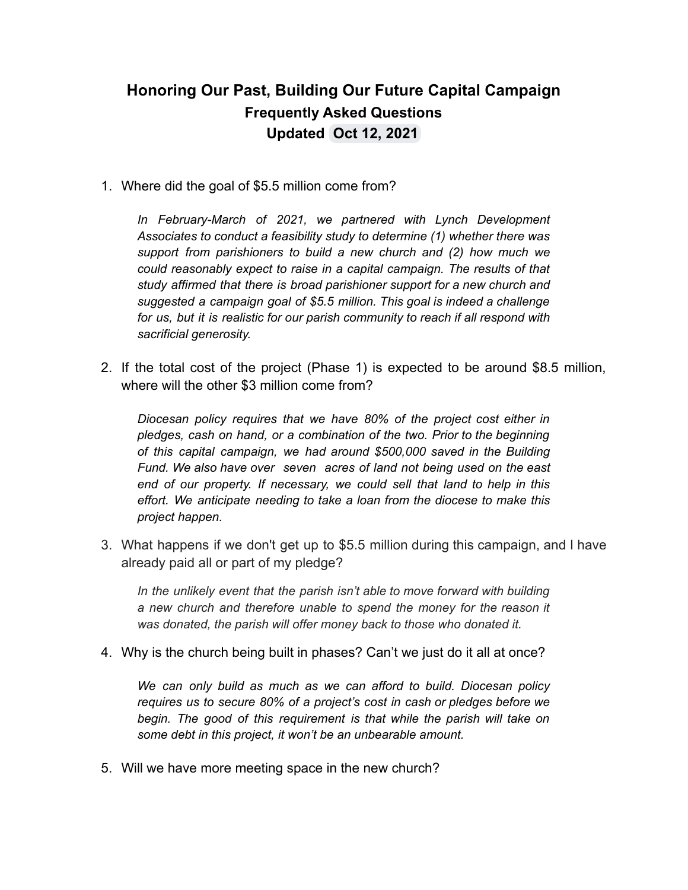# Honoring Our Past, Building Our Future Capital Campaign

## Frequently Asked Questions

## Updated Oct 12, 2021

1. Where did the goal of $5.5 million come from?

   *In February-March of 2021, we partnered with Lynch Development Associates to conduct a feasibility study to determine (1) whether there was support from parishioners to build a new church and (2) how much we could reasonably expect to raise in a capital campaign. The results of that study affirmed that there is broad parishioner support for a new church and suggested a campaign goal of $5.5 million. This goal is indeed a challenge for us, but it is realistic for our parish community to reach if all respond with sacrificial generosity.*

2. If the total cost of the project (Phase 1) is expected to be around $8.5 million, where will the other $3 million come from?

   *Diocesan policy requires that we have 80% of the project cost either in pledges, cash on hand, or a combination of the two. Prior to the beginning of this capital campaign, we had around $500,000 saved in the Building Fund. We also have over seven acres of land not being used on the east end of our property. If necessary, we could sell that land to help in this effort. We anticipate needing to take a loan from the diocese to make this project happen.*

3. What happens if we don't get up to $5.5 million during this campaign, and I have already paid all or part of my pledge?

   *In the unlikely event that the parish isn't able to move forward with building a new church and therefore unable to spend the money for the reason it was donated, the parish will offer money back to those who donated it.*

4. Why is the church being built in phases? Can't we just do it all at once?

   *We can only build as much as we can afford to build. Diocesan policy requires us to secure 80% of a project's cost in cash or pledges before we begin. The good of this requirement is that while the parish will take on some debt in this project, it won't be an unbearable amount.*

5. Will we have more meeting space in the new church?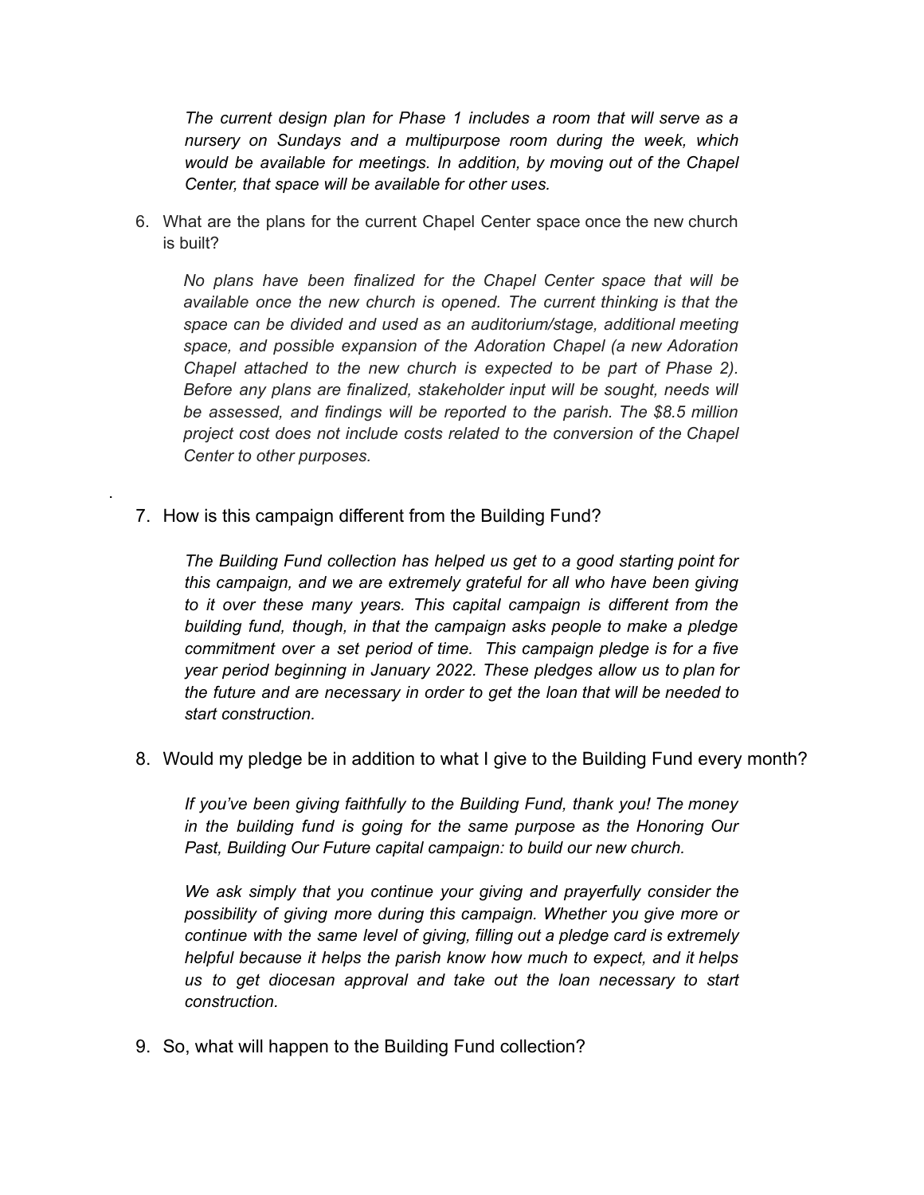*The current design plan for Phase 1 includes a room that will serve as a nursery on Sundays and a multipurpose room during the week, which would be available for meetings. In addition, by moving out of the Chapel Center, that space will be available for other uses.*

6. What are the plans for the current Chapel Center space once the new church is built?

   *No plans have been finalized for the Chapel Center space that will be available once the new church is opened. The current thinking is that the space can be divided and used as an auditorium/stage, additional meeting space, and possible expansion of the Adoration Chapel (a new Adoration Chapel attached to the new church is expected to be part of Phase 2). Before any plans are finalized, stakeholder input will be sought, needs will be assessed, and findings will be reported to the parish. The $8.5 million project cost does not include costs related to the conversion of the Chapel Center to other purposes.*

7. How is this campaign different from the Building Fund?

   *The Building Fund collection has helped us get to a good starting point for this campaign, and we are extremely grateful for all who have been giving to it over these many years. This capital campaign is different from the building fund, though, in that the campaign asks people to make a pledge commitment over a set period of time. This campaign pledge is for a five year period beginning in January 2022. These pledges allow us to plan for the future and are necessary in order to get the loan that will be needed to start construction.*

8. Would my pledge be in addition to what I give to the Building Fund every month?

   *If you've been giving faithfully to the Building Fund, thank you! The money in the building fund is going for the same purpose as the Honoring Our Past, Building Our Future capital campaign: to build our new church.*

   *We ask simply that you continue your giving and prayerfully consider the possibility of giving more during this campaign. Whether you give more or continue with the same level of giving, filling out a pledge card is extremely helpful because it helps the parish know how much to expect, and it helps us to get diocesan approval and take out the loan necessary to start construction.*

9. So, what will happen to the Building Fund collection?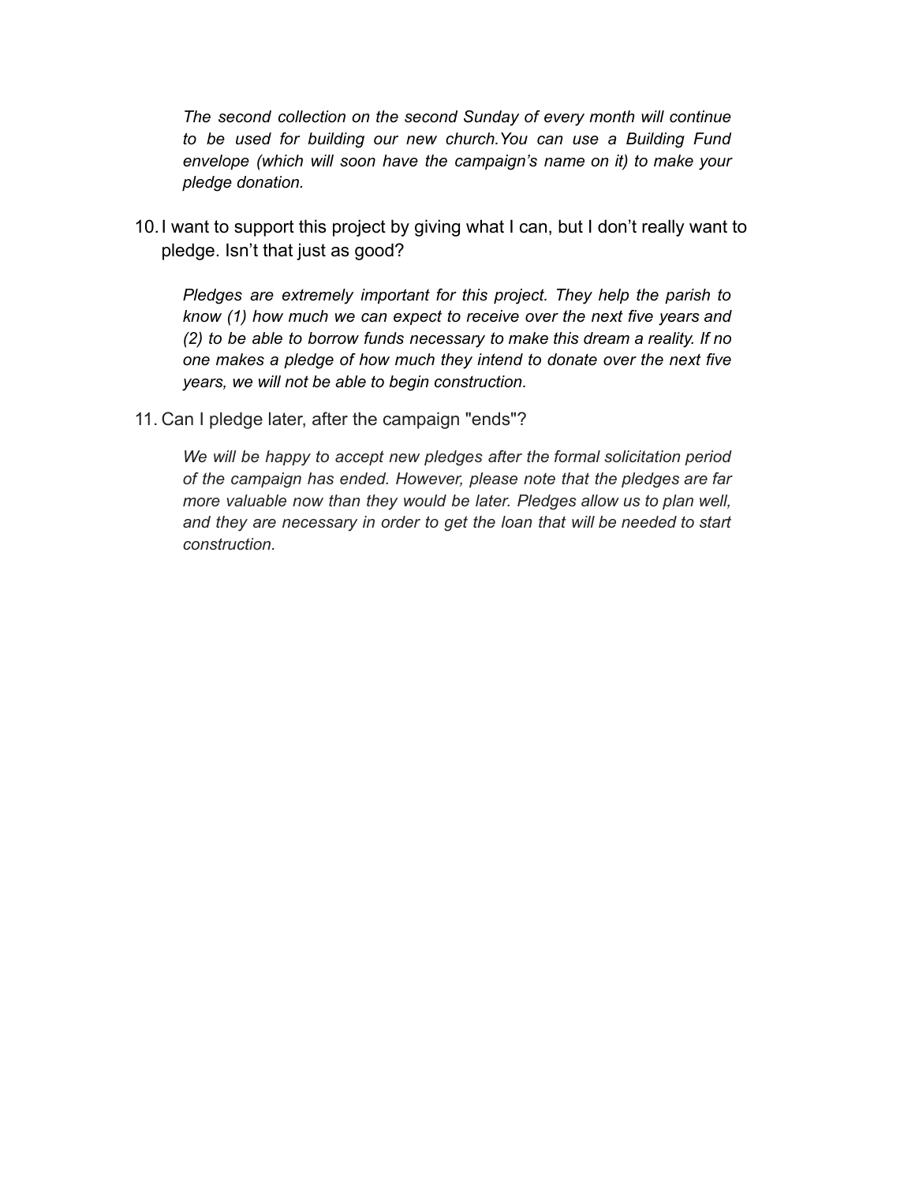*The second collection on the second Sunday of every month will continue to be used for building our new church.You can use a Building Fund envelope (which will soon have the campaign's name on it) to make your pledge donation.*

10. I want to support this project by giving what I can, but I don't really want to pledge. Isn't that just as good?

    *Pledges are extremely important for this project. They help the parish to know (1) how much we can expect to receive over the next five years and (2) to be able to borrow funds necessary to make this dream a reality. If no one makes a pledge of how much they intend to donate over the next five years, we will not be able to begin construction.*

11. Can I pledge later, after the campaign "ends"?

    *We will be happy to accept new pledges after the formal solicitation period of the campaign has ended. However, please note that the pledges are far more valuable now than they would be later. Pledges allow us to plan well, and they are necessary in order to get the loan that will be needed to start construction.*